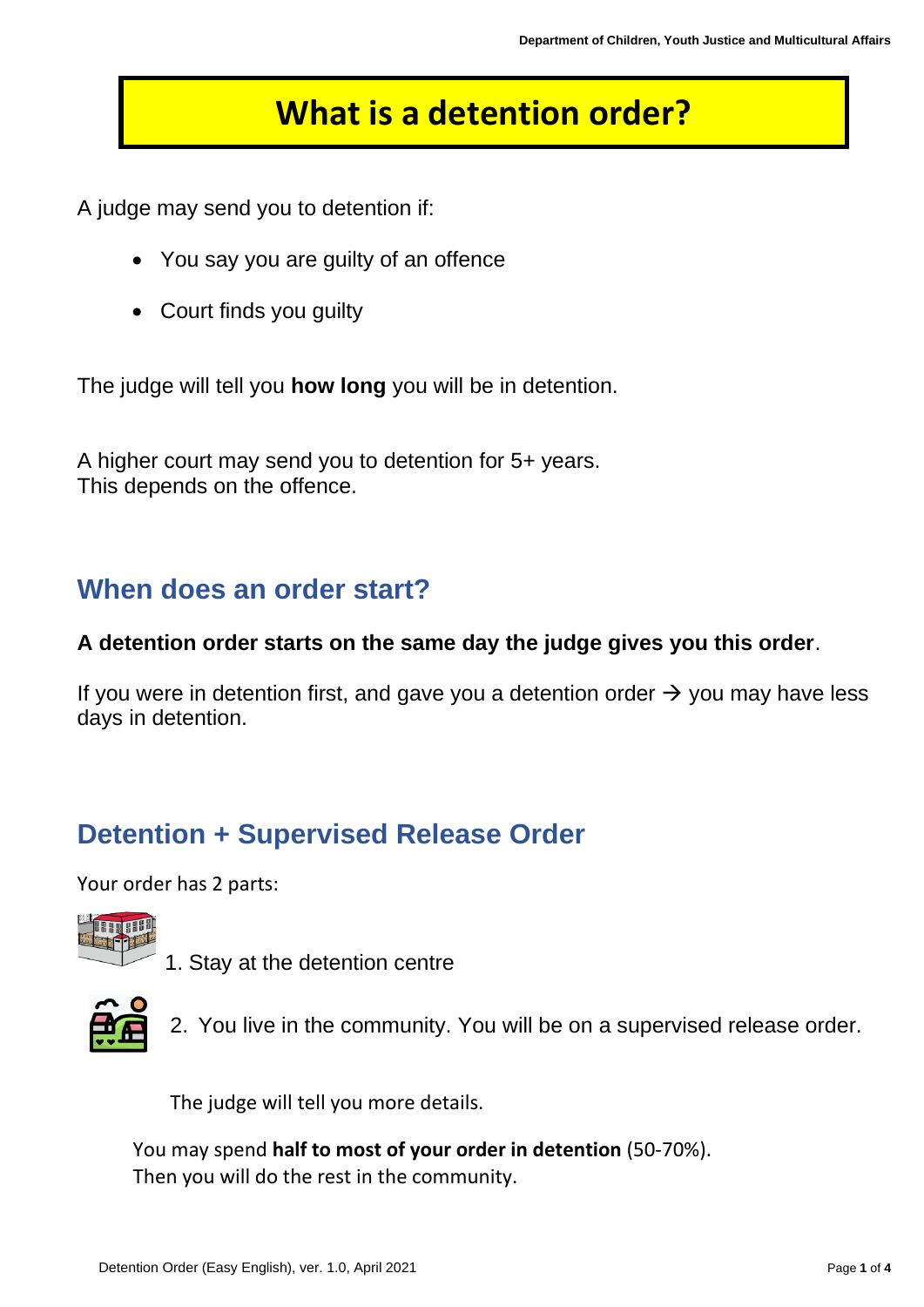# What is a detention order?

A judge may send you to detention if:

- You say you are guilty of an offence
- Court finds you guilty

The judge will tell you **how long** you will be in detention.

A higher court may send you to detention for 5+ years.
This depends on the offence.

## When does an order start?

**A detention order starts on the same day the judge gives you this order**.

If you were in detention first, and gave you a detention order → you may have less days in detention.

## Detention + Supervised Release Order

Your order has 2 parts:

1. Stay at the detention centre
2. You live in the community. You will be on a supervised release order.

The judge will tell you more details.

You may spend **half to most of your order in detention** (50-70%).
Then you will do the rest in the community.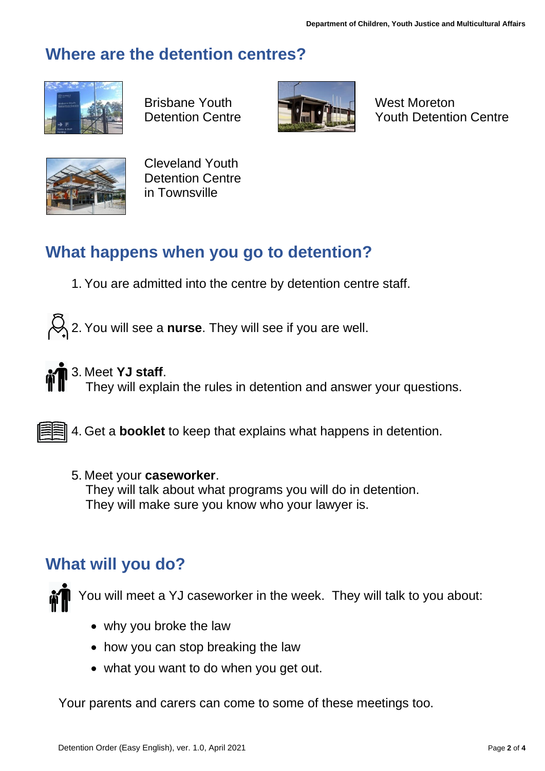## Where are the detention centres?

Brisbane Youth Detention Centre

West Moreton Youth Detention Centre

Cleveland Youth Detention Centre in Townsville

## What happens when you go to detention?

1. You are admitted into the centre by detention centre staff.
2. You will see a **nurse**. They will see if you are well.
3. Meet **YJ staff**.
   They will explain the rules in detention and answer your questions.
4. Get a **booklet** to keep that explains what happens in detention.
5. Meet your **caseworker**.
   They will talk about what programs you will do in detention.
   They will make sure you know who your lawyer is.

## What will you do?

You will meet a YJ caseworker in the week. They will talk to you about:

- why you broke the law
- how you can stop breaking the law
- what you want to do when you get out.

Your parents and carers can come to some of these meetings too.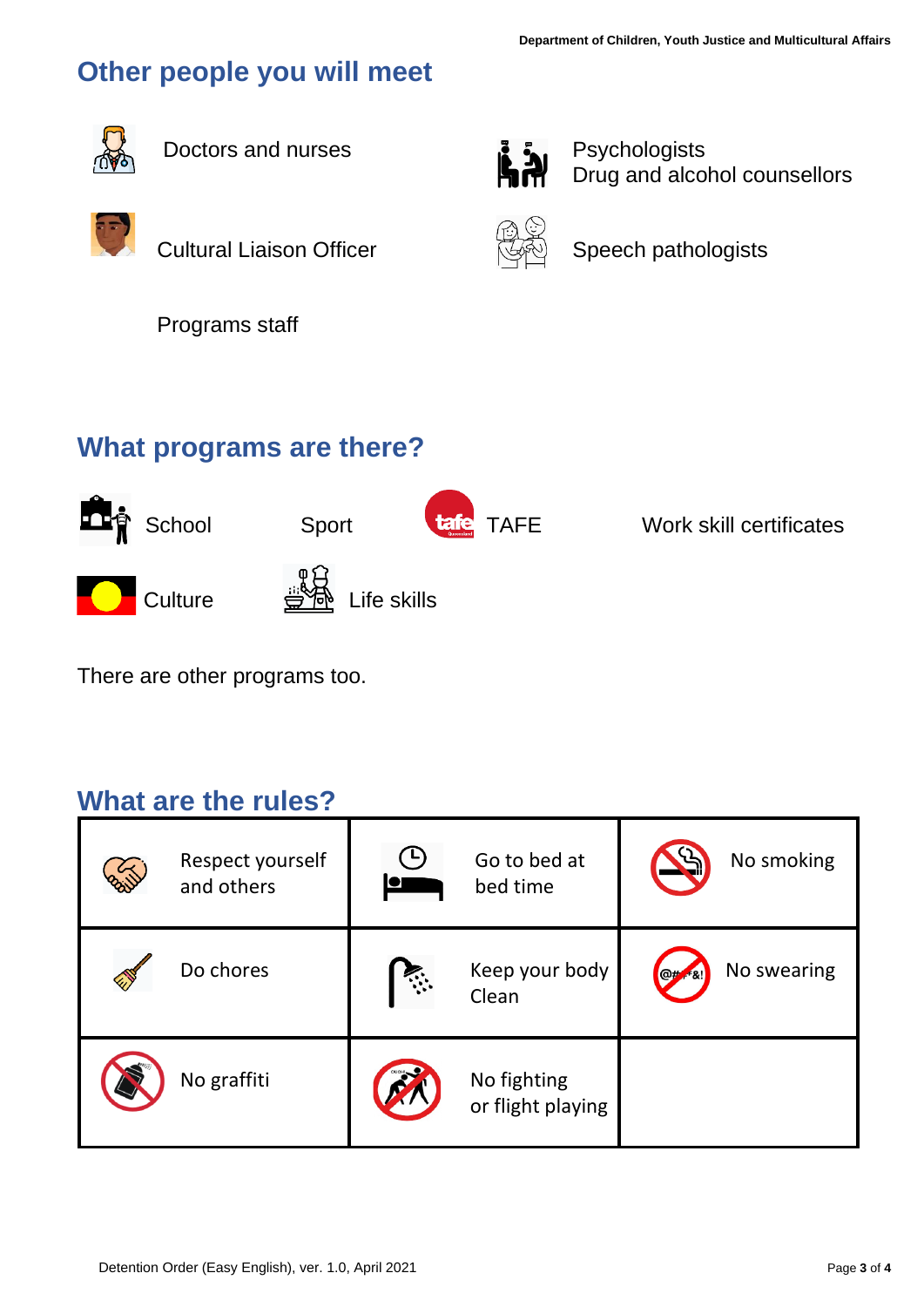## Other people you will meet

- Doctors and nurses
- Psychologists
  Drug and alcohol counsellors
- Cultural Liaison Officer
- Speech pathologists
- Programs staff

## What programs are there?

- School
- Sport
- TAFE
- Work skill certificates
- Culture
- Life skills

There are other programs too.

## What are the rules?

| | | |
|---|---|---|
| Respect yourself and others | Go to bed at bed time | No smoking |
| Do chores | Keep your body Clean | No swearing |
| No graffiti | No fighting or flight playing | |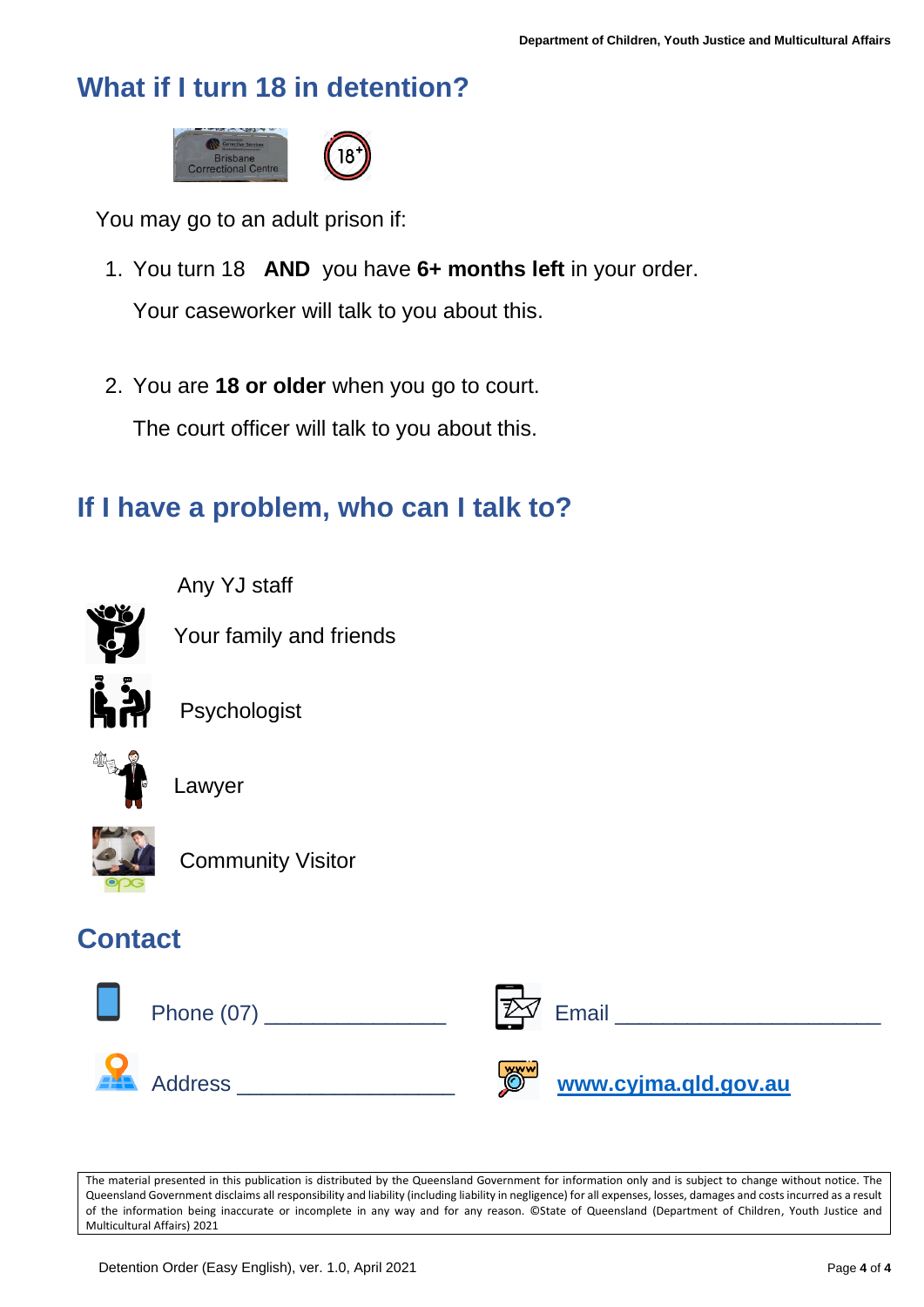## What if I turn 18 in detention?

You may go to an adult prison if:

1. You turn 18 **AND** you have **6+ months left** in your order.

   Your caseworker will talk to you about this.

2. You are **18 or older** when you go to court.

   The court officer will talk to you about this.

## If I have a problem, who can I talk to?

Any YJ staff

Your family and friends

Psychologist

Lawyer

Community Visitor

## Contact

Phone (07) _______________

Email ______________________

Address __________________

[www.cyjma.qld.gov.au](http://www.cyjma.qld.gov.au)

The material presented in this publication is distributed by the Queensland Government for information only and is subject to change without notice. The Queensland Government disclaims all responsibility and liability (including liability in negligence) for all expenses, losses, damages and costs incurred as a result of the information being inaccurate or incomplete in any way and for any reason. ©State of Queensland (Department of Children, Youth Justice and Multicultural Affairs) 2021

Detention Order (Easy English), ver. 1.0, April 2021